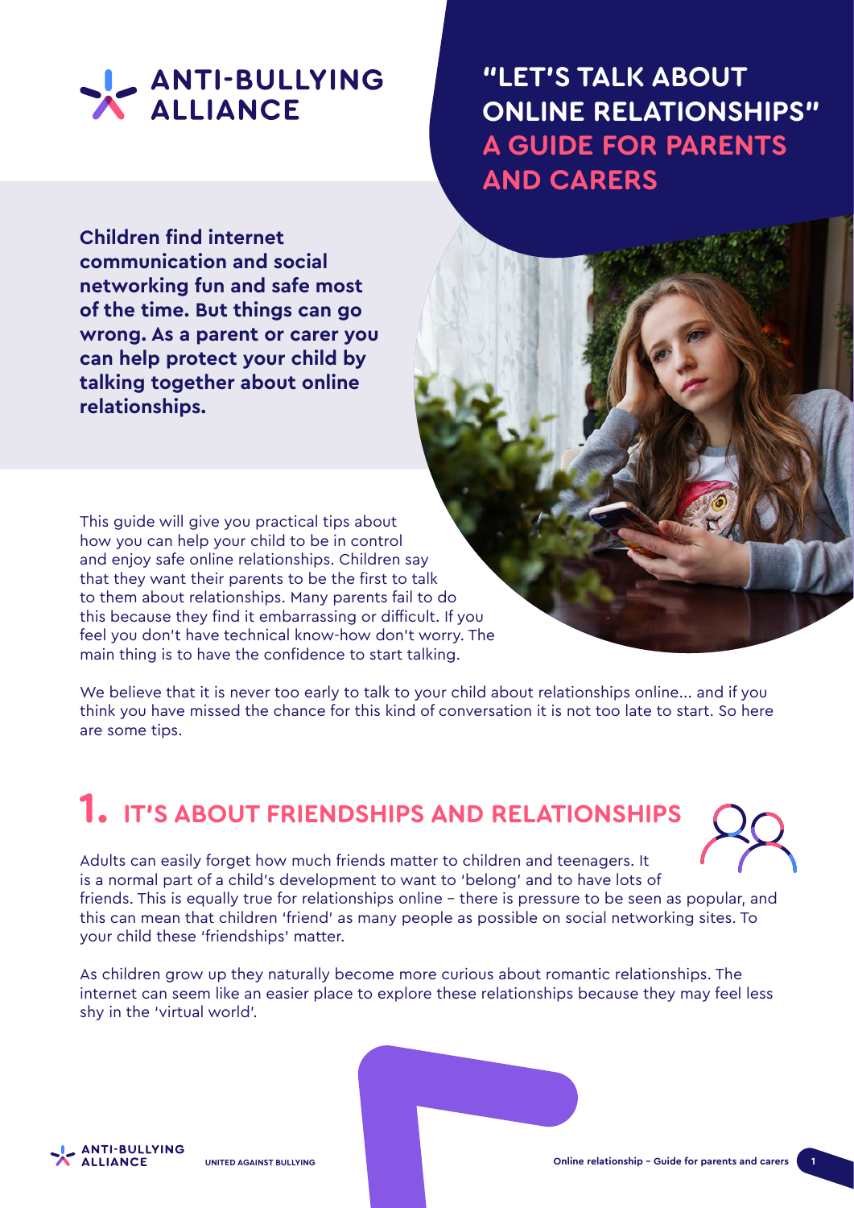# "LET'S TALK ABOUT ONLINE RELATIONSHIPS" A GUIDE FOR PARENTS AND CARERS

**Children find internet communication and social networking fun and safe most of the time. But things can go wrong. As a parent or carer you can help protect your child by talking together about online relationships.**

This guide will give you practical tips about how you can help your child to be in control and enjoy safe online relationships. Children say that they want their parents to be the first to talk to them about relationships. Many parents fail to do this because they find it embarrassing or difficult. If you feel you don't have technical know-how don't worry. The main thing is to have the confidence to start talking.

We believe that it is never too early to talk to your child about relationships online... and if you think you have missed the chance for this kind of conversation it is not too late to start. So here are some tips.

## 1. IT'S ABOUT FRIENDSHIPS AND RELATIONSHIPS

Adults can easily forget how much friends matter to children and teenagers. It is a normal part of a child's development to want to 'belong' and to have lots of friends. This is equally true for relationships online – there is pressure to be seen as popular, and this can mean that children 'friend' as many people as possible on social networking sites. To your child these 'friendships' matter.

As children grow up they naturally become more curious about romantic relationships. The internet can seem like an easier place to explore these relationships because they may feel less shy in the 'virtual world'.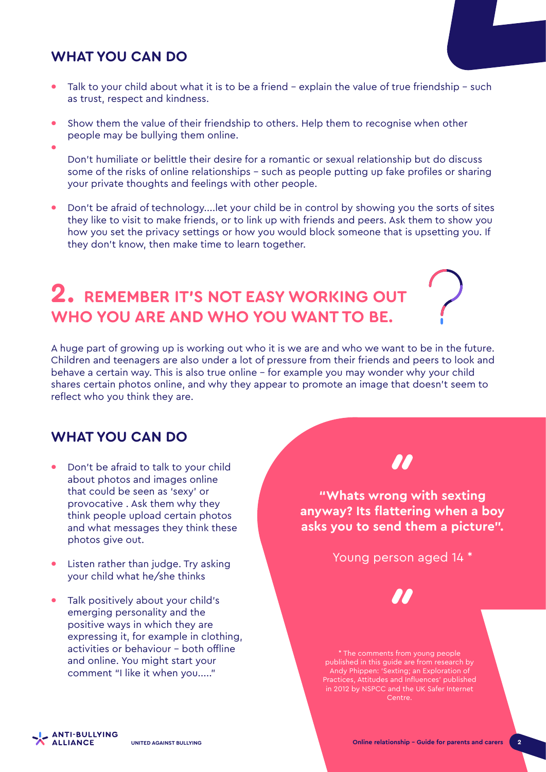## WHAT YOU CAN DO

- Talk to your child about what it is to be a friend – explain the value of true friendship – such as trust, respect and kindness.
- Show them the value of their friendship to others. Help them to recognise when other people may be bullying them online.
- Don't humiliate or belittle their desire for a romantic or sexual relationship but do discuss some of the risks of online relationships – such as people putting up fake profiles or sharing your private thoughts and feelings with other people.
- Don't be afraid of technology....let your child be in control by showing you the sorts of sites they like to visit to make friends, or to link up with friends and peers. Ask them to show you how you set the privacy settings or how you would block someone that is upsetting you. If they don't know, then make time to learn together.

# 2. REMEMBER IT'S NOT EASY WORKING OUT WHO YOU ARE AND WHO YOU WANT TO BE.

A huge part of growing up is working out who it is we are and who we want to be in the future. Children and teenagers are also under a lot of pressure from their friends and peers to look and behave a certain way. This is also true online – for example you may wonder why your child shares certain photos online, and why they appear to promote an image that doesn't seem to reflect who you think they are.

## WHAT YOU CAN DO

- Don't be afraid to talk to your child about photos and images online that could be seen as 'sexy' or provocative . Ask them why they think people upload certain photos and what messages they think these photos give out.
- Listen rather than judge. Try asking your child what he/she thinks
- Talk positively about your child's emerging personality and the positive ways in which they are expressing it, for example in clothing, activities or behaviour – both offline and online. You might start your comment "I like it when you....."

> **"Whats wrong with sexting anyway? Its flattering when a boy asks you to send them a picture".**
>
> Young person aged 14 *

* The comments from young people published in this guide are from research by Andy Phippen: 'Sexting; an Exploration of Practices, Attitudes and Influences' published in 2012 by NSPCC and the UK Safer Internet Centre.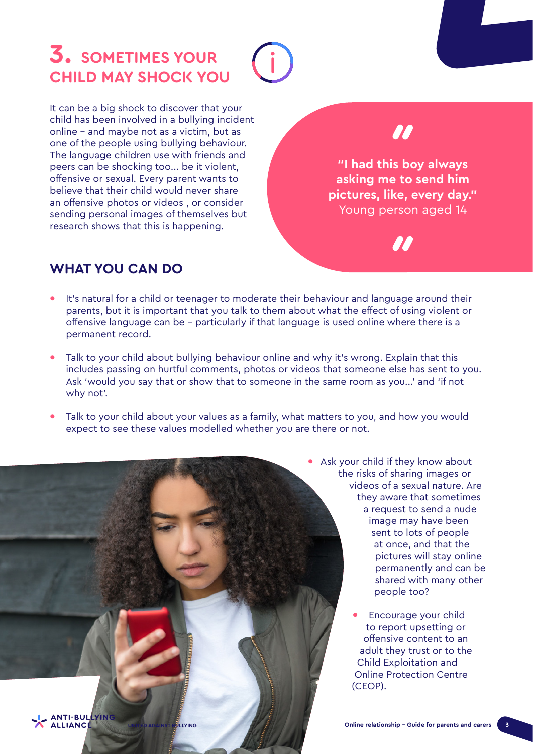## 3. SOMETIMES YOUR CHILD MAY SHOCK YOU

It can be a big shock to discover that your child has been involved in a bullying incident online – and maybe not as a victim, but as one of the people using bullying behaviour. The language children use with friends and peers can be shocking too... be it violent, offensive or sexual. Every parent wants to believe that their child would never share an offensive photos or videos , or consider sending personal images of themselves but research shows that this is happening.

> **"I had this boy always asking me to send him pictures, like, every day."**
> Young person aged 14

### WHAT YOU CAN DO

- It's natural for a child or teenager to moderate their behaviour and language around their parents, but it is important that you talk to them about what the effect of using violent or offensive language can be – particularly if that language is used online where there is a permanent record.
- Talk to your child about bullying behaviour online and why it's wrong. Explain that this includes passing on hurtful comments, photos or videos that someone else has sent to you. Ask 'would you say that or show that to someone in the same room as you...' and 'if not why not'.
- Talk to your child about your values as a family, what matters to you, and how you would expect to see these values modelled whether you are there or not.
- Ask your child if they know about the risks of sharing images or videos of a sexual nature. Are they aware that sometimes a request to send a nude image may have been sent to lots of people at once, and that the pictures will stay online permanently and can be shared with many other people too?
- Encourage your child to report upsetting or offensive content to an adult they trust or to the Child Exploitation and Online Protection Centre (CEOP).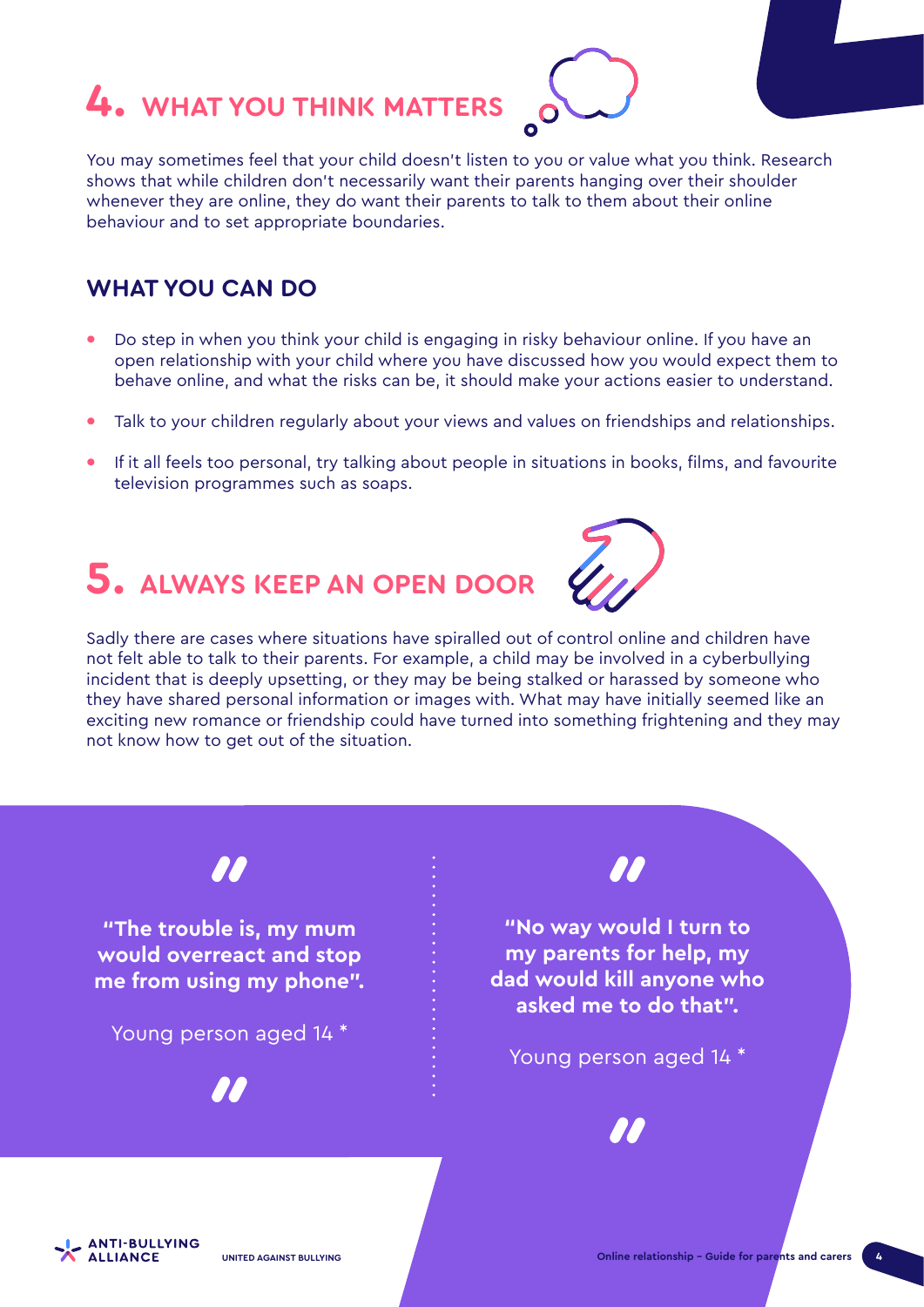## 4. WHAT YOU THINK MATTERS

You may sometimes feel that your child doesn't listen to you or value what you think. Research shows that while children don't necessarily want their parents hanging over their shoulder whenever they are online, they do want their parents to talk to them about their online behaviour and to set appropriate boundaries.

### WHAT YOU CAN DO

- Do step in when you think your child is engaging in risky behaviour online. If you have an open relationship with your child where you have discussed how you would expect them to behave online, and what the risks can be, it should make your actions easier to understand.
- Talk to your children regularly about your views and values on friendships and relationships.
- If it all feels too personal, try talking about people in situations in books, films, and favourite television programmes such as soaps.

## 5. ALWAYS KEEP AN OPEN DOOR

Sadly there are cases where situations have spiralled out of control online and children have not felt able to talk to their parents. For example, a child may be involved in a cyberbullying incident that is deeply upsetting, or they may be being stalked or harassed by someone who they have shared personal information or images with. What may have initially seemed like an exciting new romance or friendship could have turned into something frightening and they may not know how to get out of the situation.

> **"The trouble is, my mum would overreact and stop me from using my phone".**
>
> Young person aged 14 *

> **"No way would I turn to my parents for help, my dad would kill anyone who asked me to do that".**
>
> Young person aged 14 *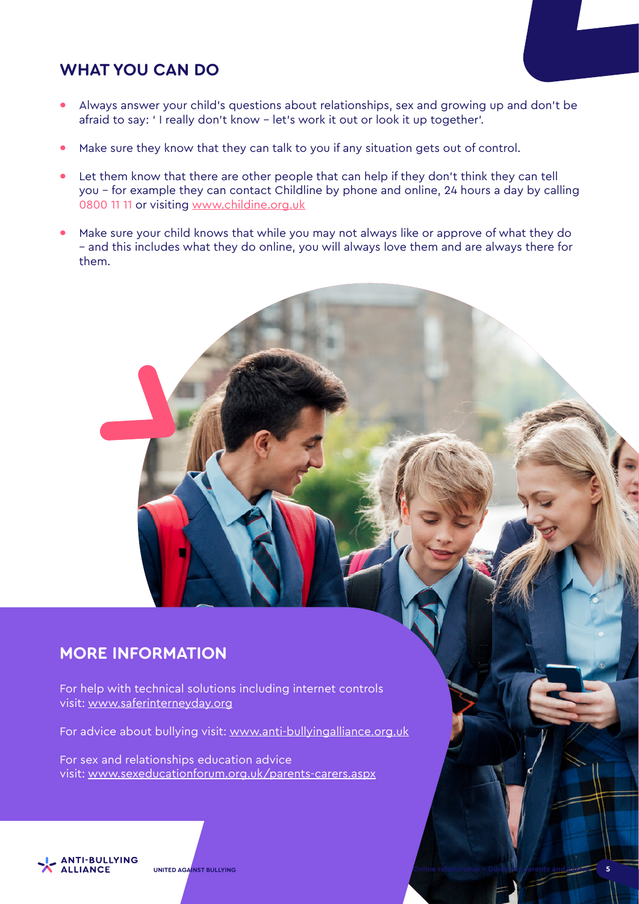## WHAT YOU CAN DO

- Always answer your child's questions about relationships, sex and growing up and don't be afraid to say: ' I really don't know – let's work it out or look it up together'.
- Make sure they know that they can talk to you if any situation gets out of control.
- Let them know that there are other people that can help if they don't think they can tell you – for example they can contact Childline by phone and online, 24 hours a day by calling 0800 11 11 or visiting www.childine.org.uk
- Make sure your child knows that while you may not always like or approve of what they do – and this includes what they do online, you will always love them and are always there for them.

## MORE INFORMATION

For help with technical solutions including internet controls visit: www.saferinterneyday.org

For advice about bullying visit: www.anti-bullyingalliance.org.uk

For sex and relationships education advice visit: www.sexeducationforum.org.uk/parents-carers.aspx